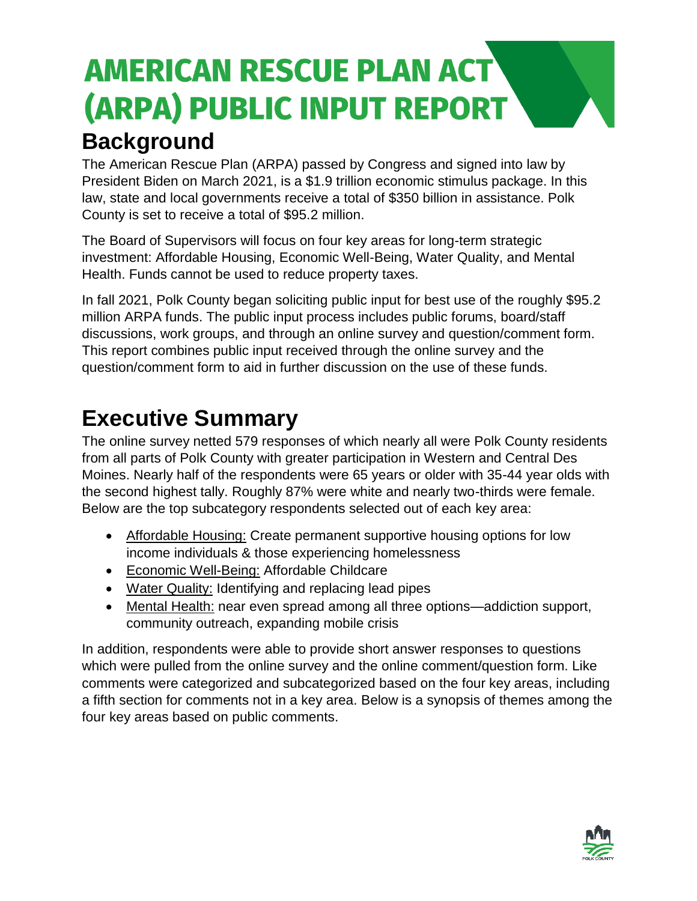# AMERICAN RESCUE PLAN ACT (ARPA) PUBLIC INPUT REPORT

## Background

The American Rescue Plan (ARPA) passed by Congress and signed into law by President Biden on March 2021, is a $1.9 trillion economic stimulus package. In this law, state and local governments receive a total of $350 billion in assistance. Polk County is set to receive a total of $95.2 million.

The Board of Supervisors will focus on four key areas for long-term strategic investment: Affordable Housing, Economic Well-Being, Water Quality, and Mental Health. Funds cannot be used to reduce property taxes.

In fall 2021, Polk County began soliciting public input for best use of the roughly $95.2 million ARPA funds. The public input process includes public forums, board/staff discussions, work groups, and through an online survey and question/comment form. This report combines public input received through the online survey and the question/comment form to aid in further discussion on the use of these funds.

## Executive Summary

The online survey netted 579 responses of which nearly all were Polk County residents from all parts of Polk County with greater participation in Western and Central Des Moines. Nearly half of the respondents were 65 years or older with 35-44 year olds with the second highest tally. Roughly 87% were white and nearly two-thirds were female. Below are the top subcategory respondents selected out of each key area:

- <u>Affordable Housing:</u> Create permanent supportive housing options for low income individuals & those experiencing homelessness
- <u>Economic Well-Being:</u> Affordable Childcare
- <u>Water Quality:</u> Identifying and replacing lead pipes
- <u>Mental Health:</u> near even spread among all three options—addiction support, community outreach, expanding mobile crisis

In addition, respondents were able to provide short answer responses to questions which were pulled from the online survey and the online comment/question form. Like comments were categorized and subcategorized based on the four key areas, including a fifth section for comments not in a key area. Below is a synopsis of themes among the four key areas based on public comments.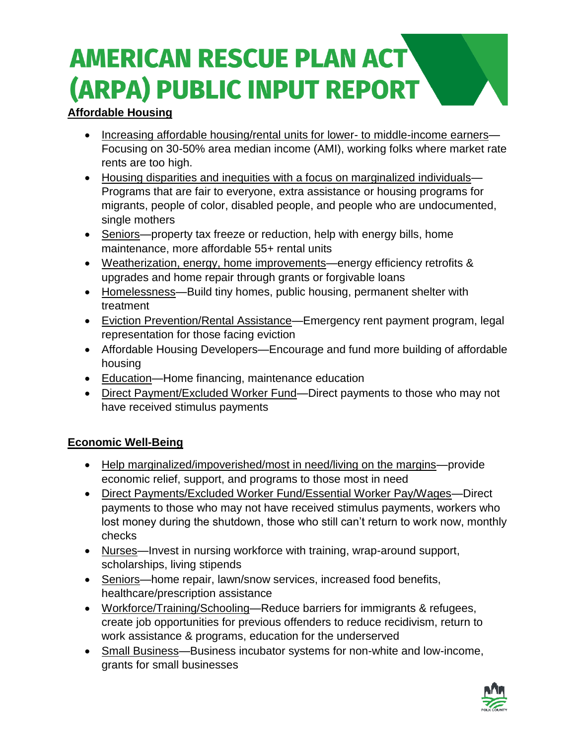# AMERICAN RESCUE PLAN ACT (ARPA) PUBLIC INPUT REPORT

## Affordable Housing

- Increasing affordable housing/rental units for lower- to middle-income earners—Focusing on 30-50% area median income (AMI), working folks where market rate rents are too high.
- Housing disparities and inequities with a focus on marginalized individuals—Programs that are fair to everyone, extra assistance or housing programs for migrants, people of color, disabled people, and people who are undocumented, single mothers
- Seniors—property tax freeze or reduction, help with energy bills, home maintenance, more affordable 55+ rental units
- Weatherization, energy, home improvements—energy efficiency retrofits & upgrades and home repair through grants or forgivable loans
- Homelessness—Build tiny homes, public housing, permanent shelter with treatment
- Eviction Prevention/Rental Assistance—Emergency rent payment program, legal representation for those facing eviction
- Affordable Housing Developers—Encourage and fund more building of affordable housing
- Education—Home financing, maintenance education
- Direct Payment/Excluded Worker Fund—Direct payments to those who may not have received stimulus payments

## Economic Well-Being

- Help marginalized/impoverished/most in need/living on the margins—provide economic relief, support, and programs to those most in need
- Direct Payments/Excluded Worker Fund/Essential Worker Pay/Wages—Direct payments to those who may not have received stimulus payments, workers who lost money during the shutdown, those who still can't return to work now, monthly checks
- Nurses—Invest in nursing workforce with training, wrap-around support, scholarships, living stipends
- Seniors—home repair, lawn/snow services, increased food benefits, healthcare/prescription assistance
- Workforce/Training/Schooling—Reduce barriers for immigrants & refugees, create job opportunities for previous offenders to reduce recidivism, return to work assistance & programs, education for the underserved
- Small Business—Business incubator systems for non-white and low-income, grants for small businesses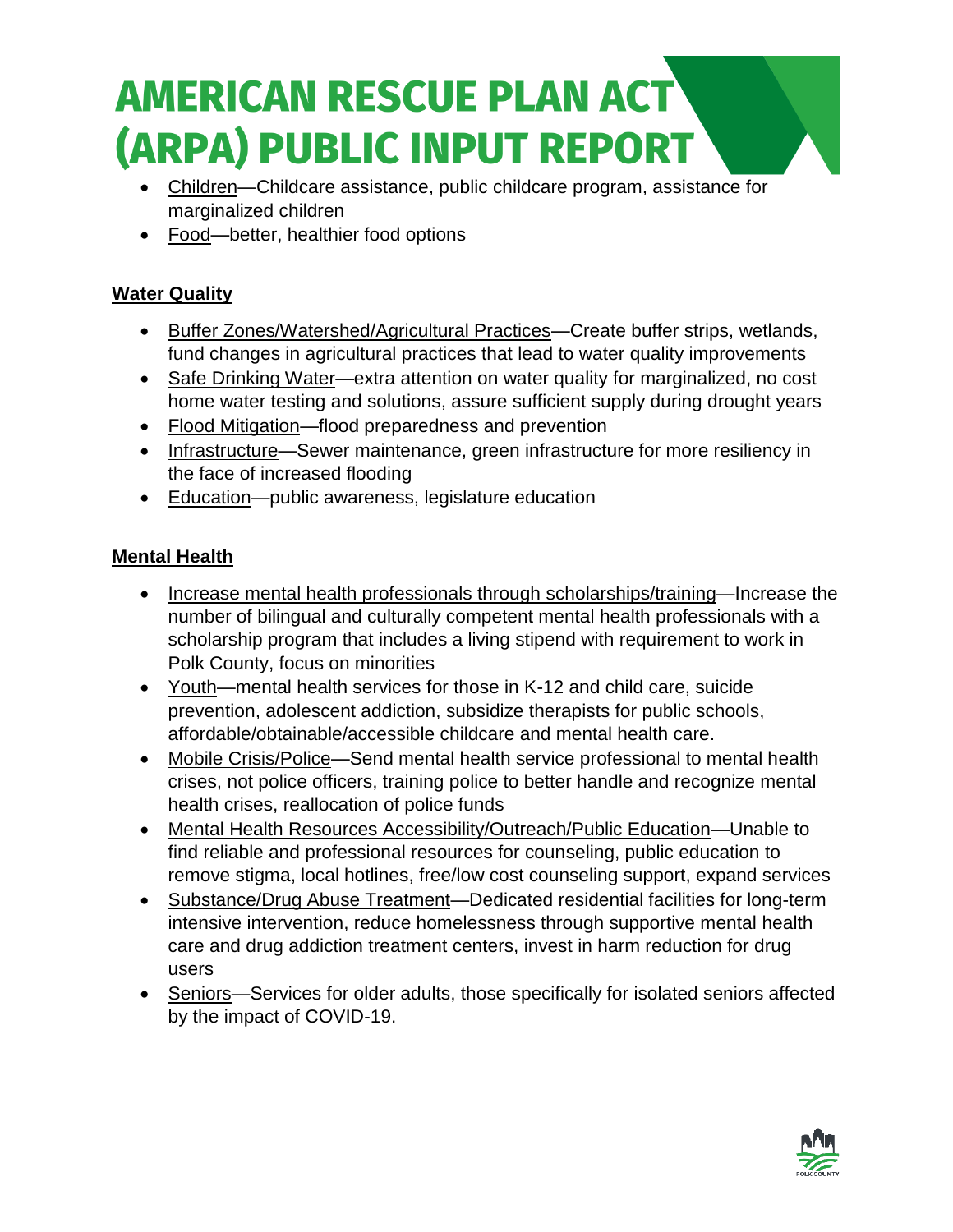- Children—Childcare assistance, public childcare program, assistance for marginalized children
- Food—better, healthier food options

## Water Quality

- Buffer Zones/Watershed/Agricultural Practices—Create buffer strips, wetlands, fund changes in agricultural practices that lead to water quality improvements
- Safe Drinking Water—extra attention on water quality for marginalized, no cost home water testing and solutions, assure sufficient supply during drought years
- Flood Mitigation—flood preparedness and prevention
- Infrastructure—Sewer maintenance, green infrastructure for more resiliency in the face of increased flooding
- Education—public awareness, legislature education

## Mental Health

- Increase mental health professionals through scholarships/training—Increase the number of bilingual and culturally competent mental health professionals with a scholarship program that includes a living stipend with requirement to work in Polk County, focus on minorities
- Youth—mental health services for those in K-12 and child care, suicide prevention, adolescent addiction, subsidize therapists for public schools, affordable/obtainable/accessible childcare and mental health care.
- Mobile Crisis/Police—Send mental health service professional to mental health crises, not police officers, training police to better handle and recognize mental health crises, reallocation of police funds
- Mental Health Resources Accessibility/Outreach/Public Education—Unable to find reliable and professional resources for counseling, public education to remove stigma, local hotlines, free/low cost counseling support, expand services
- Substance/Drug Abuse Treatment—Dedicated residential facilities for long-term intensive intervention, reduce homelessness through supportive mental health care and drug addiction treatment centers, invest in harm reduction for drug users
- Seniors—Services for older adults, those specifically for isolated seniors affected by the impact of COVID-19.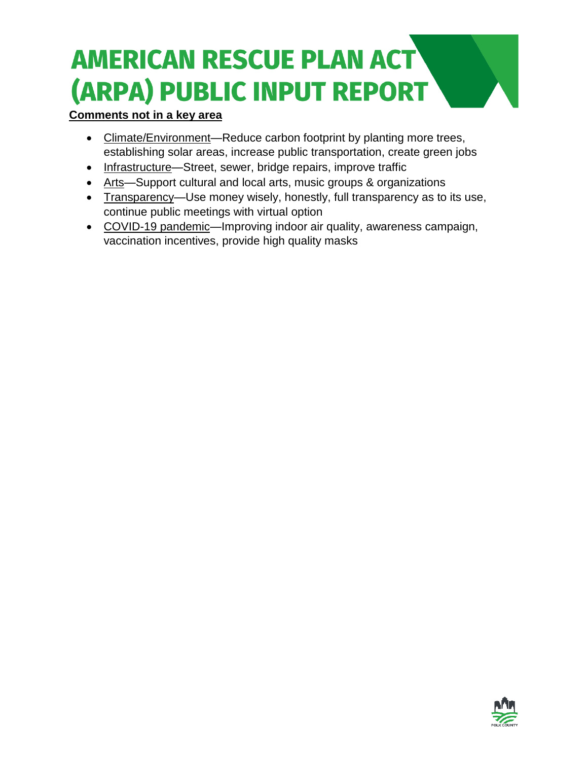**Comments not in a key area**

- Climate/Environment—Reduce carbon footprint by planting more trees, establishing solar areas, increase public transportation, create green jobs
- Infrastructure—Street, sewer, bridge repairs, improve traffic
- Arts—Support cultural and local arts, music groups & organizations
- Transparency—Use money wisely, honestly, full transparency as to its use, continue public meetings with virtual option
- COVID-19 pandemic—Improving indoor air quality, awareness campaign, vaccination incentives, provide high quality masks